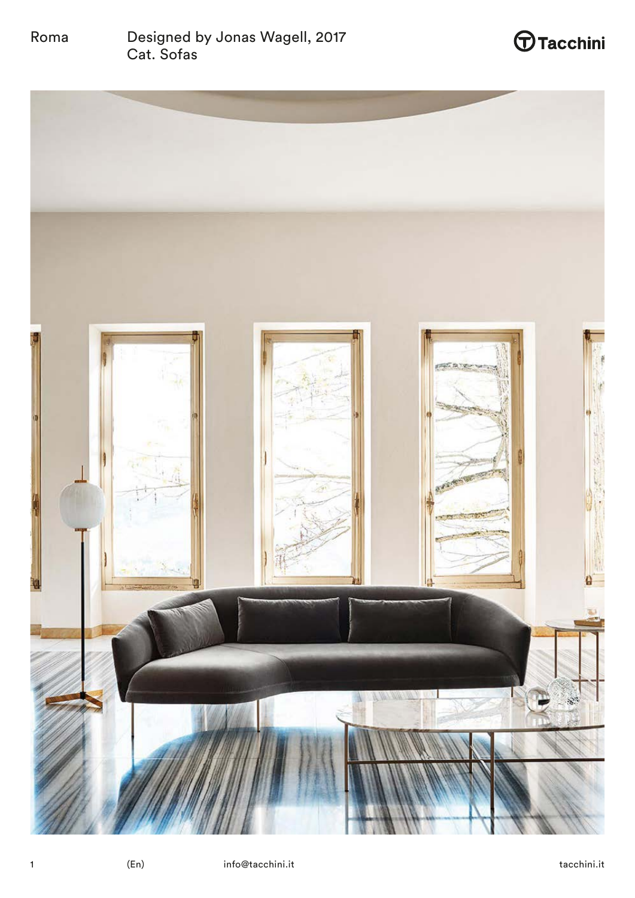Roma

Designed by Jonas Wagell, 2017
Cat. Sofas

Tacchini

(En)

info@tacchini.it

tacchini.it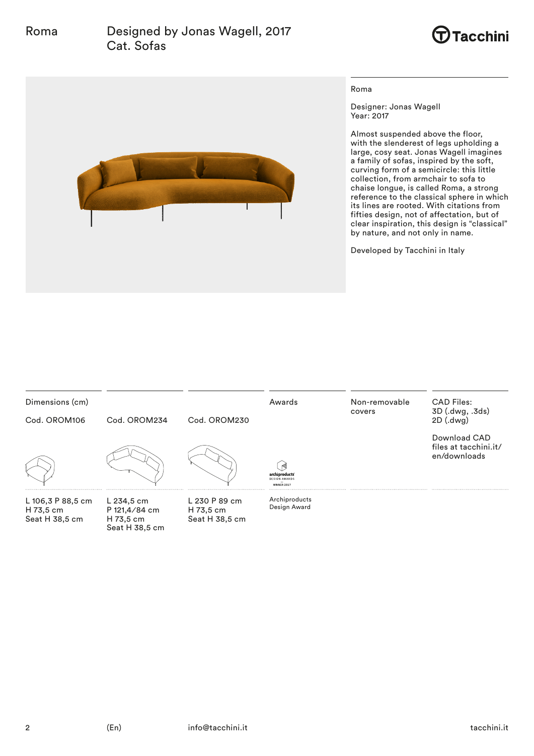# Roma

Designed by Jonas Wagell, 2017
Cat. Sofas

Tacchini

Roma

Designer: Jonas Wagell
Year: 2017

Almost suspended above the floor, with the slenderest of legs upholding a large, cosy seat. Jonas Wagell imagines a family of sofas, inspired by the soft, curving form of a semicircle: this little collection, from armchair to sofa to chaise longue, is called Roma, a strong reference to the classical sphere in which its lines are rooted. With citations from fifties design, not of affectation, but of clear inspiration, this design is "classical" by nature, and not only in name.

Developed by Tacchini in Italy

| Dimensions (cm) | | | Awards | Non-removable covers | CAD Files: 3D (.dwg, .3ds) 2D (.dwg) |
|---|---|---|---|---|---|
| Cod. OROM106 | Cod. OROM234 | Cod. OROM230 | | | Download CAD files at tacchini.it/en/downloads |
| L 106,3 P 88,5 cm<br>H 73,5 cm<br>Seat H 38,5 cm | L 234,5 cm<br>P 121,4/84 cm<br>H 73,5 cm<br>Seat H 38,5 cm | L 230 P 89 cm<br>H 73,5 cm<br>Seat H 38,5 cm | Archiproducts Design Award | | |

(En)

info@tacchini.it

tacchini.it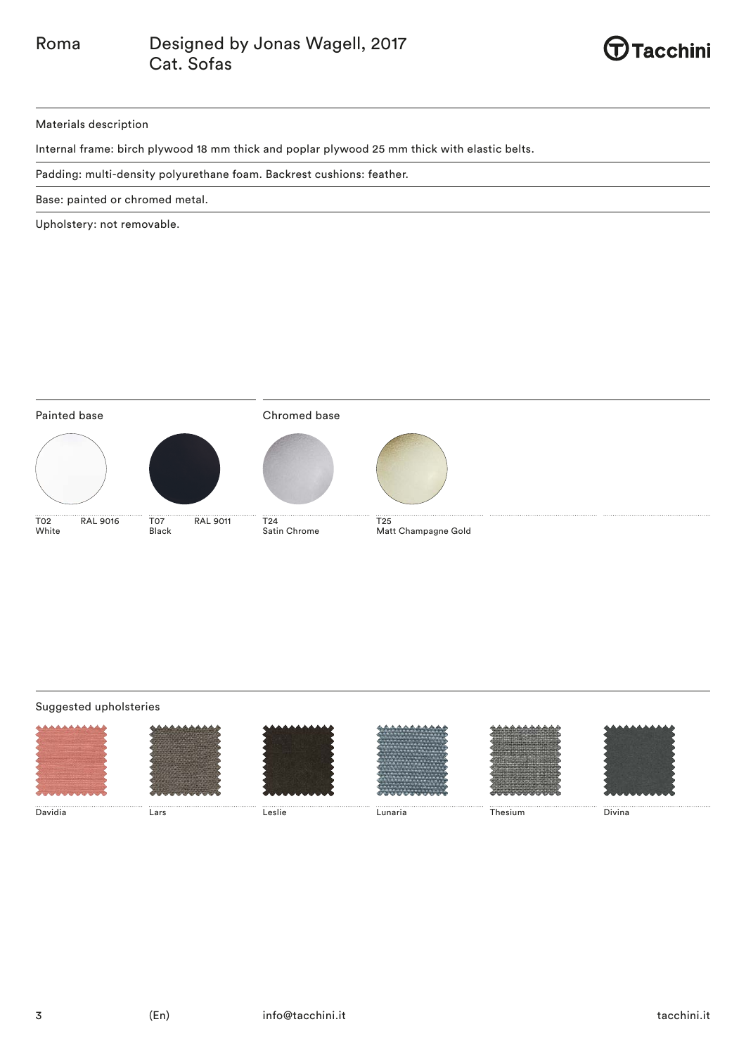# Roma

Designed by Jonas Wagell, 2017
Cat. Sofas

Tacchini

## Materials description

Internal frame: birch plywood 18 mm thick and poplar plywood 25 mm thick with elastic belts.

Padding: multi-density polyurethane foam. Backrest cushions: feather.

Base: painted or chromed metal.

Upholstery: not removable.

## Painted base

T02 RAL 9016
White

T07 RAL 9011
Black

## Chromed base

T24
Satin Chrome

T25
Matt Champagne Gold

## Suggested upholsteries

Davidia

Lars

Leslie

Lunaria

Thesium

Divina

(En) info@tacchini.it tacchini.it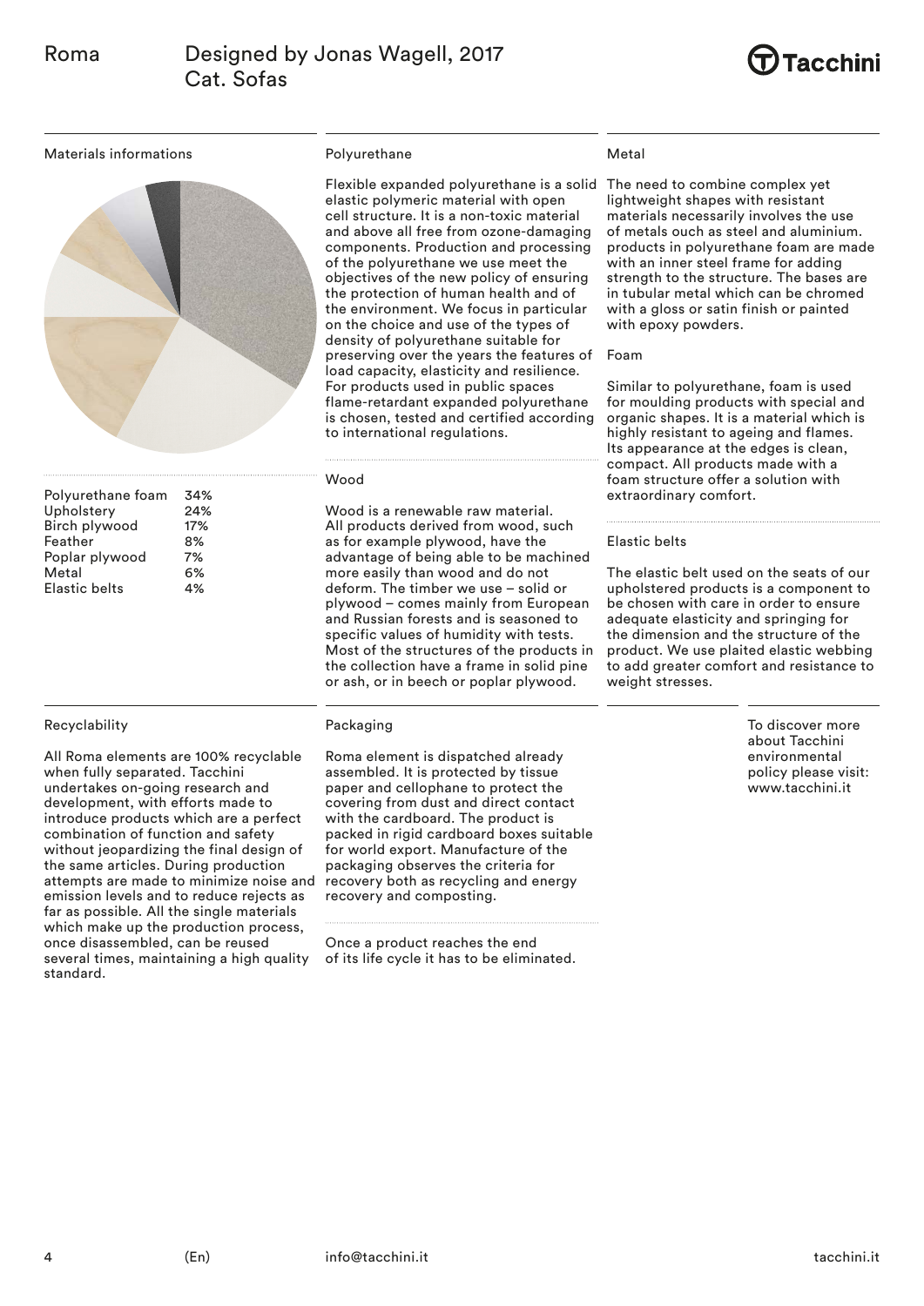# Roma

Designed by Jonas Wagell, 2017
Cat. Sofas

## Materials informations

| | |
|---|---|
| Polyurethane foam | 34% |
| Upholstery | 24% |
| Birch plywood | 17% |
| Feather | 8% |
| Poplar plywood | 7% |
| Metal | 6% |
| Elastic belts | 4% |

## Polyurethane

Flexible expanded polyurethane is a solid elastic polymeric material with open cell structure. It is a non-toxic material and above all free from ozone-damaging components. Production and processing of the polyurethane we use meet the objectives of the new policy of ensuring the protection of human health and of the environment. We focus in particular on the choice and use of the types of density of polyurethane suitable for preserving over the years the features of load capacity, elasticity and resilience. For products used in public spaces flame-retardant expanded polyurethane is chosen, tested and certified according to international regulations.

## Wood

Wood is a renewable raw material. All products derived from wood, such as for example plywood, have the advantage of being able to be machined more easily than wood and do not deform. The timber we use – solid or plywood – comes mainly from European and Russian forests and is seasoned to specific values of humidity with tests. Most of the structures of the products in the collection have a frame in solid pine or ash, or in beech or poplar plywood.

## Metal

The need to combine complex yet lightweight shapes with resistant materials necessarily involves the use of metals ouch as steel and aluminium. products in polyurethane foam are made with an inner steel frame for adding strength to the structure. The bases are in tubular metal which can be chromed with a gloss or satin finish or painted with epoxy powders.

## Foam

Similar to polyurethane, foam is used for moulding products with special and organic shapes. It is a material which is highly resistant to ageing and flames. Its appearance at the edges is clean, compact. All products made with a foam structure offer a solution with extraordinary comfort.

## Elastic belts

The elastic belt used on the seats of our upholstered products is a component to be chosen with care in order to ensure adequate elasticity and springing for the dimension and the structure of the product. We use plaited elastic webbing to add greater comfort and resistance to weight stresses.

## Recyclability

All Roma elements are 100% recyclable when fully separated. Tacchini undertakes on-going research and development, with efforts made to introduce products which are a perfect combination of function and safety without jeopardizing the final design of the same articles. During production attempts are made to minimize noise and emission levels and to reduce rejects as far as possible. All the single materials which make up the production process, once disassembled, can be reused several times, maintaining a high quality standard.

## Packaging

Roma element is dispatched already assembled. It is protected by tissue paper and cellophane to protect the covering from dust and direct contact with the cardboard. The product is packed in rigid cardboard boxes suitable for world export. Manufacture of the packaging observes the criteria for recovery both as recycling and energy recovery and composting.

Once a product reaches the end of its life cycle it has to be eliminated.

To discover more about Tacchini environmental policy please visit: www.tacchini.it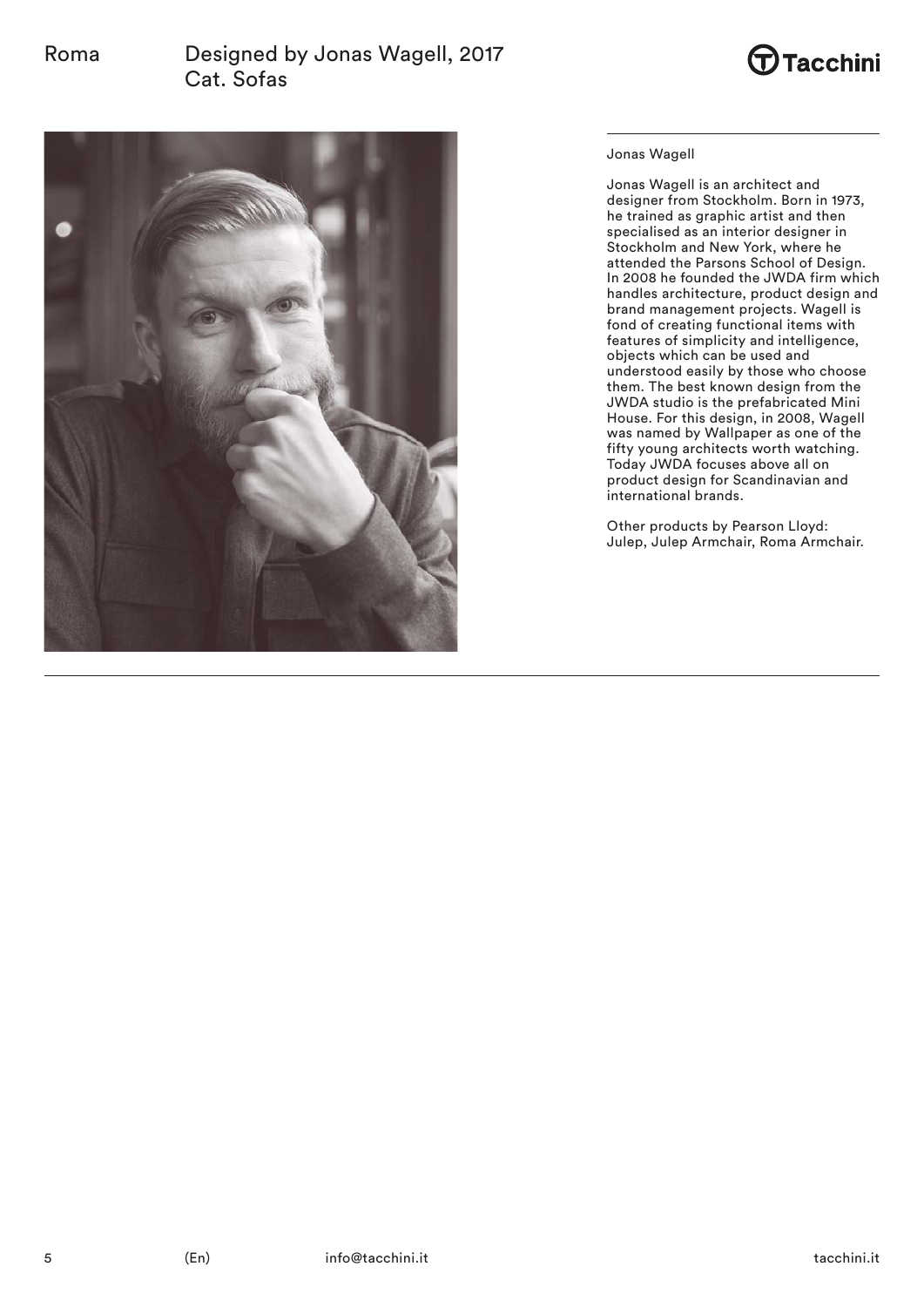Roma

Designed by Jonas Wagell, 2017
Cat. Sofas

## Jonas Wagell

Jonas Wagell is an architect and designer from Stockholm. Born in 1973, he trained as graphic artist and then specialised as an interior designer in Stockholm and New York, where he attended the Parsons School of Design. In 2008 he founded the JWDA firm which handles architecture, product design and brand management projects. Wagell is fond of creating functional items with features of simplicity and intelligence, objects which can be used and understood easily by those who choose them. The best known design from the JWDA studio is the prefabricated Mini House. For this design, in 2008, Wagell was named by Wallpaper as one of the fifty young architects worth watching. Today JWDA focuses above all on product design for Scandinavian and international brands.

Other products by Pearson Lloyd:
Julep, Julep Armchair, Roma Armchair.